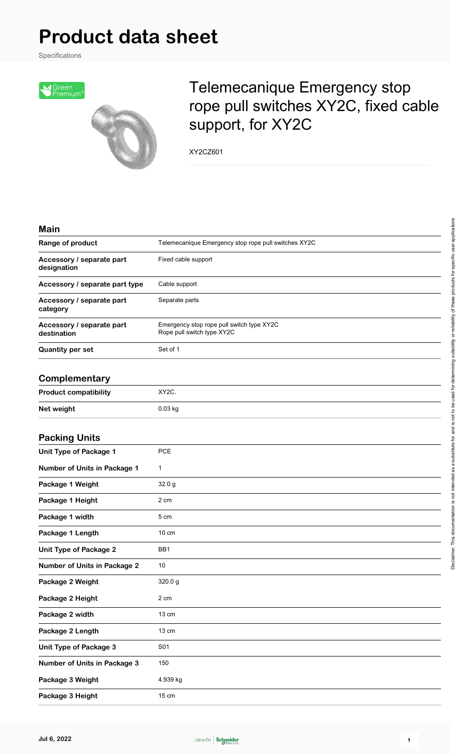# Product data sheet

Specifications

## Telemecanique Emergency stop rope pull switches XY2C, fixed cable support, for XY2C

XY2CZ601

### Main

| | |
|---|---|
| **Range of product** | Telemecanique Emergency stop rope pull switches XY2C |
| **Accessory / separate part designation** | Fixed cable support |
| **Accessory / separate part type** | Cable support |
| **Accessory / separate part category** | Separate parts |
| **Accessory / separate part destination** | Emergency stop rope pull switch type XY2C<br>Rope pull switch type XY2C |
| **Quantity per set** | Set of 1 |

### Complementary

| | |
|---|---|
| **Product compatibility** | XY2C. |
| **Net weight** | 0.03 kg |

### Packing Units

| | |
|---|---|
| **Unit Type of Package 1** | PCE |
| **Number of Units in Package 1** | 1 |
| **Package 1 Weight** | 32.0 g |
| **Package 1 Height** | 2 cm |
| **Package 1 width** | 5 cm |
| **Package 1 Length** | 10 cm |
| **Unit Type of Package 2** | BB1 |
| **Number of Units in Package 2** | 10 |
| **Package 2 Weight** | 320.0 g |
| **Package 2 Height** | 2 cm |
| **Package 2 width** | 13 cm |
| **Package 2 Length** | 13 cm |
| **Unit Type of Package 3** | S01 |
| **Number of Units in Package 3** | 150 |
| **Package 3 Weight** | 4.939 kg |
| **Package 3 Height** | 15 cm |

Disclaimer: This documentation is not intended as a substitute for and is not to be used for determining suitability or reliability of these products for specific user applications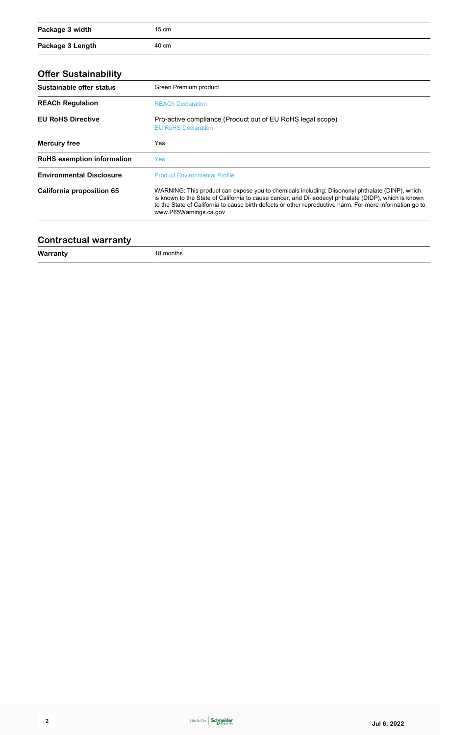| | |
|---|---|
| **Package 3 width** | 15 cm |
| **Package 3 Length** | 40 cm |

## Offer Sustainability

| | |
|---|---|
| **Sustainable offer status** | Green Premium product |
| **REACh Regulation** | REACh Declaration |
| **EU RoHS Directive** | Pro-active compliance (Product out of EU RoHS legal scope)<br>EU RoHS Declaration |
| **Mercury free** | Yes |
| **RoHS exemption information** | Yes |
| **Environmental Disclosure** | Product Environmental Profile |
| **California proposition 65** | WARNING: This product can expose you to chemicals including: Diisononyl phthalate (DINP), which is known to the State of California to cause cancer, and Di-isodecyl phthalate (DIDP), which is known to the State of California to cause birth defects or other reproductive harm. For more information go to www.P65Warnings.ca.gov |

## Contractual warranty

| | |
|---|---|
| **Warranty** | 18 months |